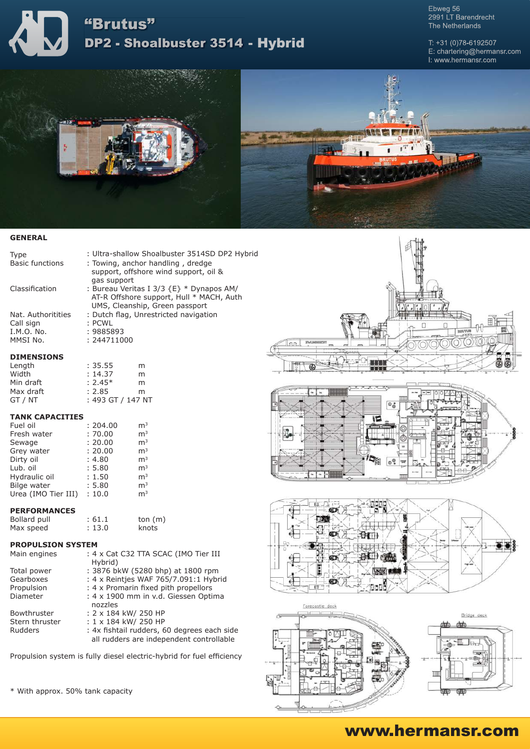# "Brutus"

## DP2 - Shoalbuster 3514 - Hybrid

Ebweg 56
2991 LT Barendrecht
The Netherlands

T: +31 (0)78-6192507
E: chartering@hermansr.com
I: www.hermansr.com

### GENERAL

| | |
|---|---|
| Type | : Ultra-shallow Shoalbuster 3514SD DP2 Hybrid |
| Basic functions | : Towing, anchor handling , dredge support, offshore wind support, oil & gas support |
| Classification | : Bureau Veritas I 3/3 {E} * Dynapos AM/ AT-R Offshore support, Hull * MACH, Auth UMS, Cleanship, Green passport |
| Nat. Authoritities | : Dutch flag, Unrestricted navigation |
| Call sign | : PCWL |
| I.M.O. No. | : 9885893 |
| MMSI No. | : 244711000 |

### DIMENSIONS

| | | |
|---|---|---|
| Length | : 35.55 | m |
| Width | : 14.37 | m |
| Min draft | : 2.45* | m |
| Max draft | : 2.85 | m |
| GT / NT | : 493 GT / 147 NT | |

### TANK CAPACITIES

| | | |
|---|---|---|
| Fuel oil | : 204.00 | m³ |
| Fresh water | : 70.00 | m³ |
| Sewage | : 20.00 | m³ |
| Grey water | : 20.00 | m³ |
| Dirty oil | : 4.80 | m³ |
| Lub. oil | : 5.80 | m³ |
| Hydraulic oil | : 1.50 | m³ |
| Bilge water | : 5.80 | m³ |
| Urea (IMO Tier III) | : 10.0 | m³ |

### PERFORMANCES

| | | |
|---|---|---|
| Bollard pull | : 61.1 | ton (m) |
| Max speed | : 13.0 | knots |

### PROPULSION SYSTEM

| | |
|---|---|
| Main engines | : 4 x Cat C32 TTA SCAC (IMO Tier III Hybrid) |
| Total power | : 3876 bkW (5280 bhp) at 1800 rpm |
| Gearboxes | : 4 x Reintjes WAF 765/7.091:1 Hybrid |
| Propulsion | : 4 x Promarin fixed pith propellors |
| Diameter | : 4 x 1900 mm in v.d. Giessen Optima nozzles |
| Bowthruster | : 2 x 184 kW/ 250 HP |
| Stern thruster | : 1 x 184 kW/ 250 HP |
| Rudders | : 4x fishtail rudders, 60 degrees each side all rudders are independent controllable |

Propulsion system is fully diesel electric-hybrid for fuel efficiency

\* With approx. 50% tank capacity

Forecastle deck

Bridge deck

www.hermansr.com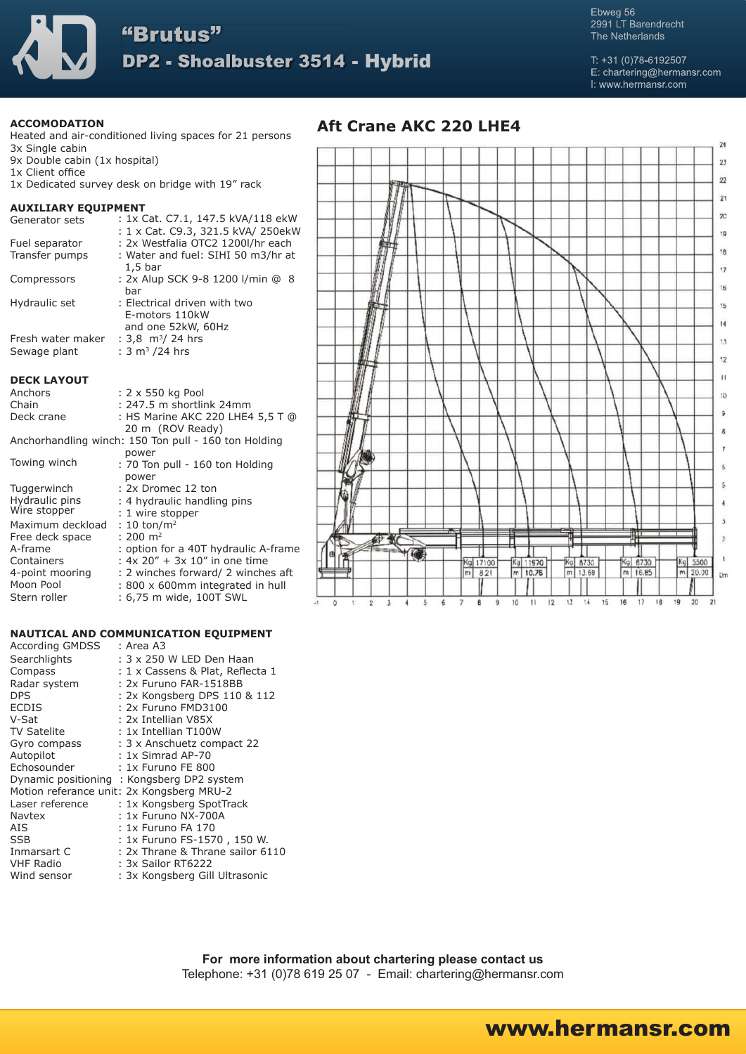# "Brutus"

## DP2 - Shoalbuster 3514 - Hybrid

Ebweg 56
2991 LT Barendrecht
The Netherlands

T: +31 (0)78-6192507
E: chartering@hermansr.com
I: www.hermansr.com

### ACCOMODATION

Heated and air-conditioned living spaces for 21 persons
3x Single cabin
9x Double cabin (1x hospital)
1x Client office
1x Dedicated survey desk on bridge with 19" rack

### AUXILIARY EQUIPMENT

| | |
|---|---|
| Generator sets | : 1x Cat. C7.1, 147.5 kVA/118 ekW |
| | : 1 x Cat. C9.3, 321.5 kVA/ 250ekW |
| Fuel separator | : 2x Westfalia OTC2 1200l/hr each |
| Transfer pumps | : Water and fuel: SIHI 50 m3/hr at 1,5 bar |
| Compressors | : 2x Alup SCK 9-8 1200 l/min @ 8 bar |
| Hydraulic set | : Electrical driven with two E-motors 110kW and one 52kW, 60Hz |
| Fresh water maker | : 3,8 m³/ 24 hrs |
| Sewage plant | : 3 m³ /24 hrs |

### DECK LAYOUT

| | |
|---|---|
| Anchors | : 2 x 550 kg Pool |
| Chain | : 247.5 m shortlink 24mm |
| Deck crane | : HS Marine AKC 220 LHE4 5,5 T @ 20 m (ROV Ready) |
| Anchorhandling winch | : 150 Ton pull - 160 ton Holding power |
| Towing winch | : 70 Ton pull - 160 ton Holding power |
| Tuggerwinch | : 2x Dromec 12 ton |
| Hydraulic pins | : 4 hydraulic handling pins |
| Wire stopper | : 1 wire stopper |
| Maximum deckload | : 10 ton/m² |
| Free deck space | : 200 m² |
| A-frame | : option for a 40T hydraulic A-frame |
| Containers | : 4x 20" + 3x 10" in one time |
| 4-point mooring | : 2 winches forward/ 2 winches aft |
| Moon Pool | : 800 x 600mm integrated in hull |
| Stern roller | : 6,75 m wide, 100T SWL |

### NAUTICAL AND COMMUNICATION EQUIPMENT

| | |
|---|---|
| According GMDSS | : Area A3 |
| Searchlights | : 3 x 250 W LED Den Haan |
| Compass | : 1 x Cassens & Plat, Reflecta 1 |
| Radar system | : 2x Furuno FAR-1518BB |
| DPS | : 2x Kongsberg DPS 110 & 112 |
| ECDIS | : 2x Furuno FMD3100 |
| V-Sat | : 2x Intellian V85X |
| TV Satelite | : 1x Intellian T100W |
| Gyro compass | : 3 x Anschuetz compact 22 |
| Autopilot | : 1x Simrad AP-70 |
| Echosounder | : 1x Furuno FE 800 |
| Dynamic positioning | : Kongsberg DP2 system |
| Motion referance unit | : 2x Kongsberg MRU-2 |
| Laser reference | : 1x Kongsberg SpotTrack |
| Navtex | : 1x Furuno NX-700A |
| AIS | : 1x Furuno FA 170 |
| SSB | : 1x Furuno FS-1570 , 150 W. |
| Inmarsart C | : 2x Thrane & Thrane sailor 6110 |
| VHF Radio | : 3x Sailor RT6222 |
| Wind sensor | : 3x Kongsberg Gill Ultrasonic |

### Aft Crane AKC 220 LHE4

Kg 17100, m 8.21
Kg 11970, m 10.76
Kg 8730, m 13.69
Kg 6730, m 16.85
Kg 5500, m 20.00

Dm

For more information about chartering please contact us
Telephone: +31 (0)78 619 25 07 - Email: chartering@hermansr.com

www.hermansr.com